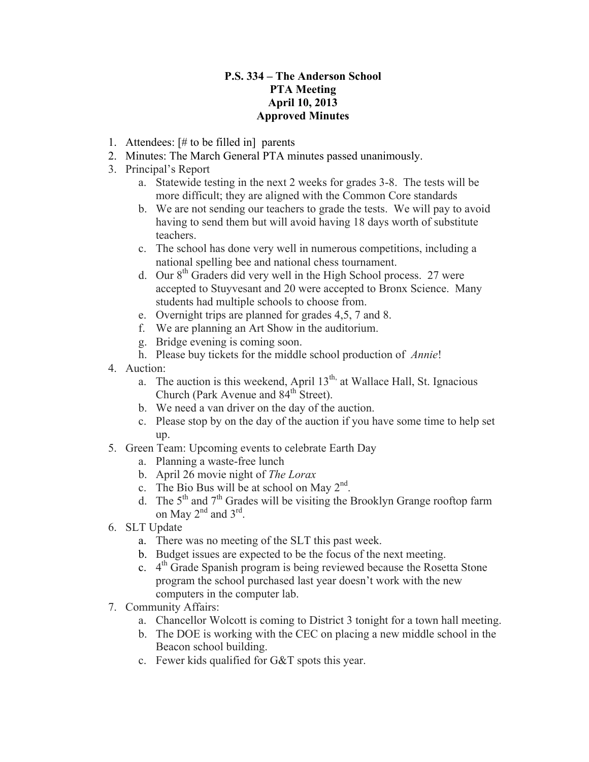**P.S. 334 – The Anderson School**
**PTA Meeting**
**April 10, 2013**
**Approved Minutes**

1. Attendees: [# to be filled in] parents
2. Minutes: The March General PTA minutes passed unanimously.
3. Principal's Report
   a. Statewide testing in the next 2 weeks for grades 3-8. The tests will be more difficult; they are aligned with the Common Core standards
   b. We are not sending our teachers to grade the tests. We will pay to avoid having to send them but will avoid having 18 days worth of substitute teachers.
   c. The school has done very well in numerous competitions, including a national spelling bee and national chess tournament.
   d. Our 8th Graders did very well in the High School process. 27 were accepted to Stuyvesant and 20 were accepted to Bronx Science. Many students had multiple schools to choose from.
   e. Overnight trips are planned for grades 4,5, 7 and 8.
   f. We are planning an Art Show in the auditorium.
   g. Bridge evening is coming soon.
   h. Please buy tickets for the middle school production of *Annie*!
4. Auction:
   a. The auction is this weekend, April 13th, at Wallace Hall, St. Ignacious Church (Park Avenue and 84th Street).
   b. We need a van driver on the day of the auction.
   c. Please stop by on the day of the auction if you have some time to help set up.
5. Green Team: Upcoming events to celebrate Earth Day
   a. Planning a waste-free lunch
   b. April 26 movie night of *The Lorax*
   c. The Bio Bus will be at school on May 2nd.
   d. The 5th and 7th Grades will be visiting the Brooklyn Grange rooftop farm on May 2nd and 3rd.
6. SLT Update
   a. There was no meeting of the SLT this past week.
   b. Budget issues are expected to be the focus of the next meeting.
   c. 4th Grade Spanish program is being reviewed because the Rosetta Stone program the school purchased last year doesn't work with the new computers in the computer lab.
7. Community Affairs:
   a. Chancellor Wolcott is coming to District 3 tonight for a town hall meeting.
   b. The DOE is working with the CEC on placing a new middle school in the Beacon school building.
   c. Fewer kids qualified for G&T spots this year.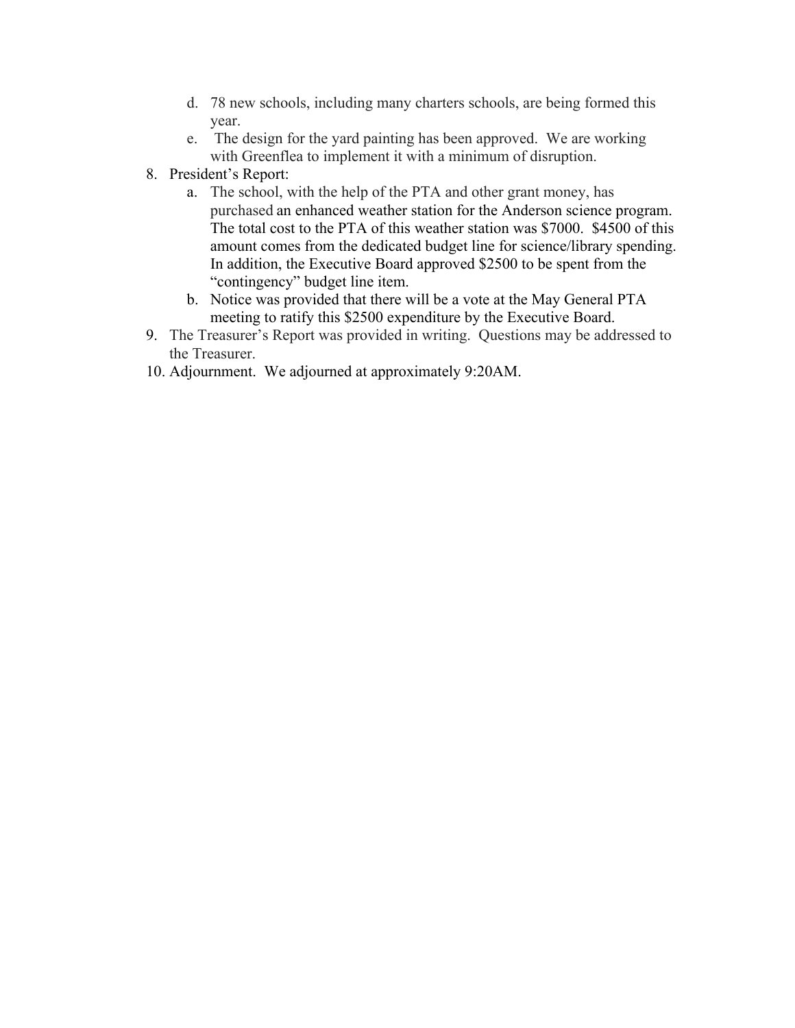d. 78 new schools, including many charters schools, are being formed this year.
   e. The design for the yard painting has been approved. We are working with Greenflea to implement it with a minimum of disruption.

8. President's Report:
   a. The school, with the help of the PTA and other grant money, has purchased an enhanced weather station for the Anderson science program. The total cost to the PTA of this weather station was $7000. $4500 of this amount comes from the dedicated budget line for science/library spending. In addition, the Executive Board approved $2500 to be spent from the "contingency" budget line item.
   b. Notice was provided that there will be a vote at the May General PTA meeting to ratify this $2500 expenditure by the Executive Board.
9. The Treasurer's Report was provided in writing. Questions may be addressed to the Treasurer.
10. Adjournment. We adjourned at approximately 9:20AM.